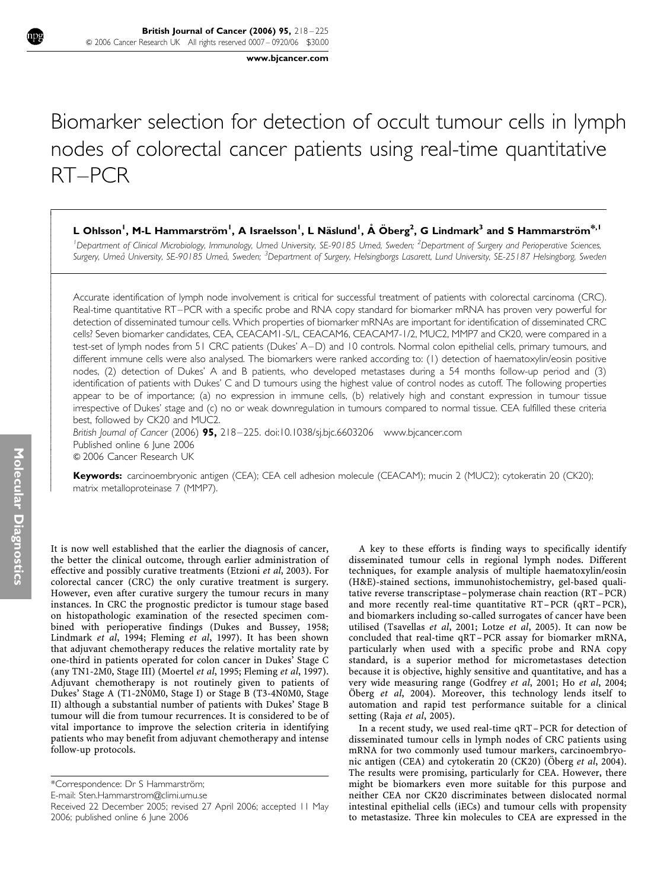# Biomarker selection for detection of occult tumour cells in lymph nodes of colorectal cancer patients using real-time quantitative RT–PCR

**L Ohlsson[1], M-L Hammarström[1], A Israelsson[1], L Näslund[1], Å Öberg[2], G Lindmark[3] and S Hammarström*,[1]**

[1]Department of Clinical Microbiology, Immunology, Umeå University, SE-90185 Umeå, Sweden; [2]Department of Surgery and Perioperative Sciences, Surgery, Umeå University, SE-90185 Umeå, Sweden; [3]Department of Surgery, Helsingborgs Lasarett, Lund University, SE-25187 Helsingborg, Sweden

Accurate identification of lymph node involvement is critical for successful treatment of patients with colorectal carcinoma (CRC). Real-time quantitative RT–PCR with a specific probe and RNA copy standard for biomarker mRNA has proven very powerful for detection of disseminated tumour cells. Which properties of biomarker mRNAs are important for identification of disseminated CRC cells? Seven biomarker candidates, CEA, CEACAM1-S/L, CEACAM6, CEACAM7-1/2, MUC2, MMP7 and CK20, were compared in a test-set of lymph nodes from 51 CRC patients (Dukes' A–D) and 10 controls. Normal colon epithelial cells, primary tumours, and different immune cells were also analysed. The biomarkers were ranked according to: (1) detection of haematoxylin/eosin positive nodes, (2) detection of Dukes' A and B patients, who developed metastases during a 54 months follow-up period and (3) identification of patients with Dukes' C and D tumours using the highest value of control nodes as cutoff. The following properties appear to be of importance; (a) no expression in immune cells, (b) relatively high and constant expression in tumour tissue irrespective of Dukes' stage and (c) no or weak downregulation in tumours compared to normal tissue. CEA fulfilled these criteria best, followed by CK20 and MUC2.

*British Journal of Cancer* (2006) **95,** 218–225. doi:10.1038/sj.bjc.6603206 www.bjcancer.com
Published online 6 June 2006
© 2006 Cancer Research UK

**Keywords:** carcinoembryonic antigen (CEA); CEA cell adhesion molecule (CEACAM); mucin 2 (MUC2); cytokeratin 20 (CK20); matrix metalloproteinase 7 (MMP7).

It is now well established that the earlier the diagnosis of cancer, the better the clinical outcome, through earlier administration of effective and possibly curative treatments (Etzioni *et al*, 2003). For colorectal cancer (CRC) the only curative treatment is surgery. However, even after curative surgery the tumour recurs in many instances. In CRC the prognostic predictor is tumour stage based on histopathologic examination of the resected specimen combined with perioperative findings (Dukes and Bussey, 1958; Lindmark *et al*, 1994; Fleming *et al*, 1997). It has been shown that adjuvant chemotherapy reduces the relative mortality rate by one-third in patients operated for colon cancer in Dukes' Stage C (any TN1-2M0, Stage III) (Moertel *et al*, 1995; Fleming *et al*, 1997). Adjuvant chemotherapy is not routinely given to patients of Dukes' Stage A (T1-2N0M0, Stage I) or Stage B (T3-4N0M0, Stage II) although a substantial number of patients with Dukes' Stage B tumour will die from tumour recurrences. It is considered to be of vital importance to improve the selection criteria in identifying patients who may benefit from adjuvant chemotherapy and intense follow-up protocols.

A key to these efforts is finding ways to specifically identify disseminated tumour cells in regional lymph nodes. Different techniques, for example analysis of multiple haematoxylin/eosin (H&E)-stained sections, immunohistochemistry, gel-based qualitative reverse transcriptase–polymerase chain reaction (RT–PCR) and more recently real-time quantitative RT–PCR (qRT–PCR), and biomarkers including so-called surrogates of cancer have been utilised (Tsavellas *et al*, 2001; Lotze *et al*, 2005). It can now be concluded that real-time qRT–PCR assay for biomarker mRNA, particularly when used with a specific probe and RNA copy standard, is a superior method for micrometastases detection because it is objective, highly sensitive and quantitative, and has a very wide measuring range (Godfrey *et al*, 2001; Ho *et al*, 2004; Öberg *et al*, 2004). Moreover, this technology lends itself to automation and rapid test performance suitable for a clinical setting (Raja *et al*, 2005).

In a recent study, we used real-time qRT–PCR for detection of disseminated tumour cells in lymph nodes of CRC patients using mRNA for two commonly used tumour markers, carcinoembryonic antigen (CEA) and cytokeratin 20 (CK20) (Öberg *et al*, 2004). The results were promising, particularly for CEA. However, there might be biomarkers even more suitable for this purpose and neither CEA nor CK20 discriminates between dislocated normal intestinal epithelial cells (iECs) and tumour cells with propensity to metastasize. Three kin molecules to CEA are expressed in the

*Correspondence: Dr S Hammarström;
E-mail: Sten.Hammarstrom@climi.umu.se
Received 22 December 2005; revised 27 April 2006; accepted 11 May 2006; published online 6 June 2006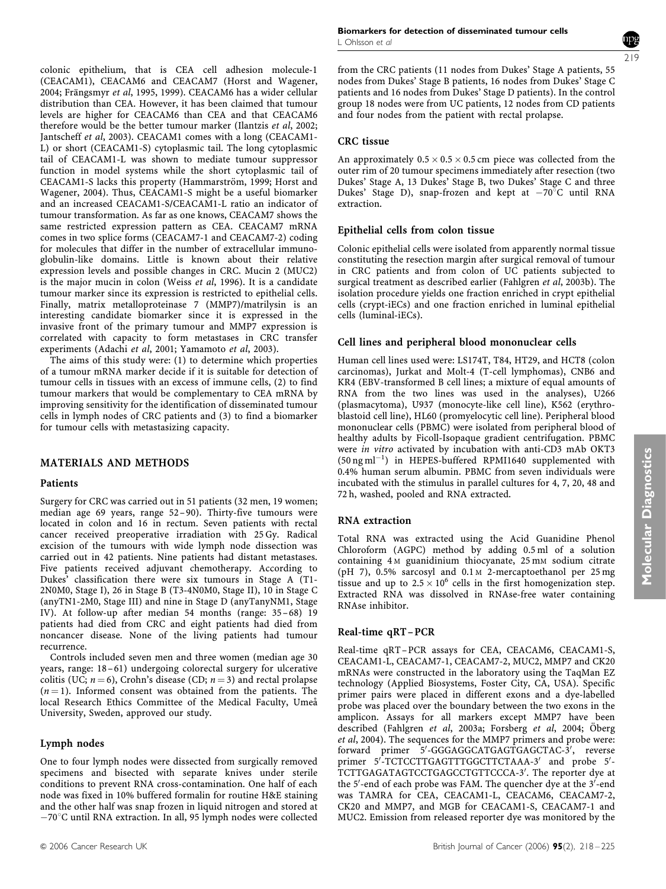colonic epithelium, that is CEA cell adhesion molecule-1 (CEACAM1), CEACAM6 and CEACAM7 (Horst and Wagener, 2004; Frängsmyr *et al*, 1995, 1999). CEACAM6 has a wider cellular distribution than CEA. However, it has been claimed that tumour levels are higher for CEACAM6 than CEA and that CEACAM6 therefore would be the better tumour marker (Ilantzis *et al*, 2002; Jantscheff *et al*, 2003). CEACAM1 comes with a long (CEACAM1-L) or short (CEACAM1-S) cytoplasmic tail. The long cytoplasmic tail of CEACAM1-L was shown to mediate tumour suppressor function in model systems while the short cytoplasmic tail of CEACAM1-S lacks this property (Hammarström, 1999; Horst and Wagener, 2004). Thus, CEACAM1-S might be a useful biomarker and an increased CEACAM1-S/CEACAM1-L ratio an indicator of tumour transformation. As far as one knows, CEACAM7 shows the same restricted expression pattern as CEA. CEACAM7 mRNA comes in two splice forms (CEACAM7-1 and CEACAM7-2) coding for molecules that differ in the number of extracellular immunoglobulin-like domains. Little is known about their relative expression levels and possible changes in CRC. Mucin 2 (MUC2) is the major mucin in colon (Weiss *et al*, 1996). It is a candidate tumour marker since its expression is restricted to epithelial cells. Finally, matrix metalloproteinase 7 (MMP7)/matrilysin is an interesting candidate biomarker since it is expressed in the invasive front of the primary tumour and MMP7 expression is correlated with capacity to form metastases in CRC transfer experiments (Adachi *et al*, 2001; Yamamoto *et al*, 2003).

The aims of this study were: (1) to determine which properties of a tumour mRNA marker decide if it is suitable for detection of tumour cells in tissues with an excess of immune cells, (2) to find tumour markers that would be complementary to CEA mRNA by improving sensitivity for the identification of disseminated tumour cells in lymph nodes of CRC patients and (3) to find a biomarker for tumour cells with metastasizing capacity.

## MATERIALS AND METHODS

### Patients

Surgery for CRC was carried out in 51 patients (32 men, 19 women; median age 69 years, range 52–90). Thirty-five tumours were located in colon and 16 in rectum. Seven patients with rectal cancer received preoperative irradiation with 25 Gy. Radical excision of the tumours with wide lymph node dissection was carried out in 42 patients. Nine patients had distant metastases. Five patients received adjuvant chemotherapy. According to Dukes' classification there were six tumours in Stage A (T1-2N0M0, Stage I), 26 in Stage B (T3-4N0M0, Stage II), 10 in Stage C (anyTN1-2M0, Stage III) and nine in Stage D (anyTanyNM1, Stage IV). At follow-up after median 54 months (range: 35–68) 19 patients had died from CRC and eight patients had died from noncancer disease. None of the living patients had tumour recurrence.

Controls included seven men and three women (median age 30 years, range: 18–61) undergoing colorectal surgery for ulcerative colitis (UC; $n = 6$), Crohn's disease (CD; $n = 3$) and rectal prolapse ($n = 1$). Informed consent was obtained from the patients. The local Research Ethics Committee of the Medical Faculty, Umeå University, Sweden, approved our study.

### Lymph nodes

One to four lymph nodes were dissected from surgically removed specimens and bisected with separate knives under sterile conditions to prevent RNA cross-contamination. One half of each node was fixed in 10% buffered formalin for routine H&E staining and the other half was snap frozen in liquid nitrogen and stored at −70°C until RNA extraction. In all, 95 lymph nodes were collected from the CRC patients (11 nodes from Dukes' Stage A patients, 55 nodes from Dukes' Stage B patients, 16 nodes from Dukes' Stage C patients and 16 nodes from Dukes' Stage D patients). In the control group 18 nodes were from UC patients, 12 nodes from CD patients and four nodes from the patient with rectal prolapse.

### CRC tissue

An approximately 0.5 × 0.5 × 0.5 cm piece was collected from the outer rim of 20 tumour specimens immediately after resection (two Dukes' Stage A, 13 Dukes' Stage B, two Dukes' Stage C and three Dukes' Stage D), snap-frozen and kept at −70°C until RNA extraction.

### Epithelial cells from colon tissue

Colonic epithelial cells were isolated from apparently normal tissue constituting the resection margin after surgical removal of tumour in CRC patients and from colon of UC patients subjected to surgical treatment as described earlier (Fahlgren *et al*, 2003b). The isolation procedure yields one fraction enriched in crypt epithelial cells (crypt-iECs) and one fraction enriched in luminal epithelial cells (luminal-iECs).

### Cell lines and peripheral blood mononuclear cells

Human cell lines used were: LS174T, T84, HT29, and HCT8 (colon carcinomas), Jurkat and Molt-4 (T-cell lymphomas), CNB6 and KR4 (EBV-transformed B cell lines; a mixture of equal amounts of RNA from the two lines was used in the analyses), U266 (plasmacytoma), U937 (monocyte-like cell line), K562 (erythroblastoid cell line), HL60 (promyelocytic cell line). Peripheral blood mononuclear cells (PBMC) were isolated from peripheral blood of healthy adults by Ficoll-Isopaque gradient centrifugation. PBMC were *in vitro* activated by incubation with anti-CD3 mAb OKT3 (50 ng ml$^{-1}$) in HEPES-buffered RPMI1640 supplemented with 0.4% human serum albumin. PBMC from seven individuals were incubated with the stimulus in parallel cultures for 4, 7, 20, 48 and 72 h, washed, pooled and RNA extracted.

### RNA extraction

Total RNA was extracted using the Acid Guanidine Phenol Chloroform (AGPC) method by adding 0.5 ml of a solution containing 4 M guanidinium thiocyanate, 25 mM sodium citrate (pH 7), 0.5% sarcosyl and 0.1 M 2-mercaptoethanol per 25 mg tissue and up to $2.5 \times 10^6$ cells in the first homogenization step. Extracted RNA was dissolved in RNAse-free water containing RNAse inhibitor.

### Real-time qRT–PCR

Real-time qRT–PCR assays for CEA, CEACAM6, CEACAM1-S, CEACAM1-L, CEACAM7-1, CEACAM7-2, MUC2, MMP7 and CK20 mRNAs were constructed in the laboratory using the TaqMan EZ technology (Applied Biosystems, Foster City, CA, USA). Specific primer pairs were placed in different exons and a dye-labelled probe was placed over the boundary between the two exons in the amplicon. Assays for all markers except MMP7 have been described (Fahlgren *et al*, 2003a; Forsberg *et al*, 2004; Öberg *et al*, 2004). The sequences for the MMP7 primers and probe were: forward primer 5′-GGGAGGCATGAGTGAGCTAC-3′, reverse primer 5′-TCTCCTTGAGTTTGGCTTCTAAA-3′ and probe 5′-TCTTGAGATAGTCCTGAGCCTGTTCCCA-3′. The reporter dye at the 5′-end of each probe was FAM. The quencher dye at the 3′-end was TAMRA for CEA, CEACAM1-L, CEACAM6, CEACAM7-2, CK20 and MMP7, and MGB for CEACAM1-S, CEACAM7-1 and MUC2. Emission from released reporter dye was monitored by the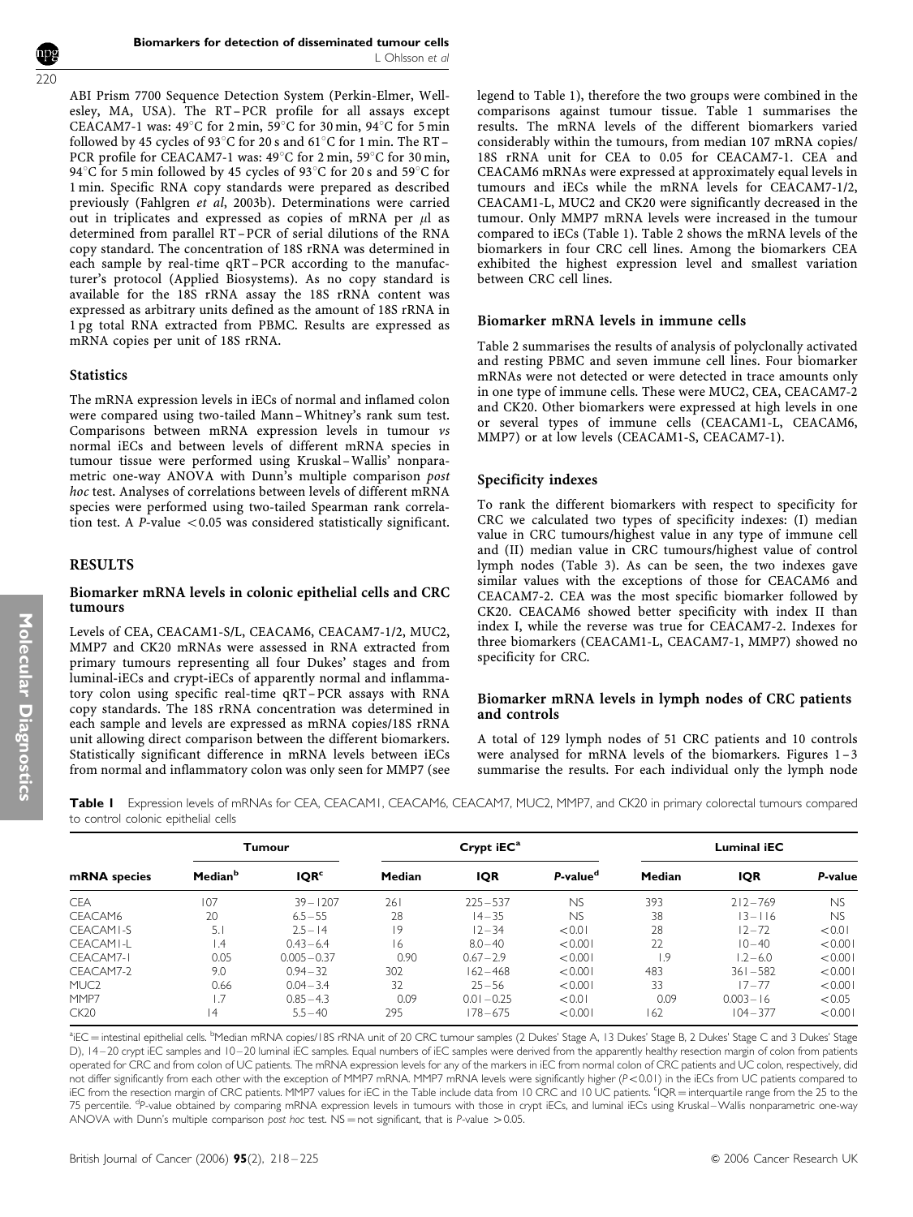ABI Prism 7700 Sequence Detection System (Perkin-Elmer, Wellesley, MA, USA). The RT–PCR profile for all assays except CEACAM7-1 was: 49°C for 2 min, 59°C for 30 min, 94°C for 5 min followed by 45 cycles of 93°C for 20 s and 61°C for 1 min. The RT–PCR profile for CEACAM7-1 was: 49°C for 2 min, 59°C for 30 min, 94°C for 5 min followed by 45 cycles of 93°C for 20 s and 59°C for 1 min. Specific RNA copy standards were prepared as described previously (Fahlgren *et al*, 2003b). Determinations were carried out in triplicates and expressed as copies of mRNA per $\mu$l as determined from parallel RT–PCR of serial dilutions of the RNA copy standard. The concentration of 18S rRNA was determined in each sample by real-time qRT–PCR according to the manufacturer's protocol (Applied Biosystems). As no copy standard is available for the 18S rRNA assay the 18S rRNA content was expressed as arbitrary units defined as the amount of 18S rRNA in 1 pg total RNA extracted from PBMC. Results are expressed as mRNA copies per unit of 18S rRNA.

## Statistics

The mRNA expression levels in iECs of normal and inflamed colon were compared using two-tailed Mann–Whitney's rank sum test. Comparisons between mRNA expression levels in tumour *vs* normal iECs and between levels of different mRNA species in tumour tissue were performed using Kruskal–Wallis' nonparametric one-way ANOVA with Dunn's multiple comparison *post hoc* test. Analyses of correlations between levels of different mRNA species were performed using two-tailed Spearman rank correlation test. A *P*-value $<0.05$ was considered statistically significant.

# RESULTS

## Biomarker mRNA levels in colonic epithelial cells and CRC tumours

Levels of CEA, CEACAM1-S/L, CEACAM6, CEACAM7-1/2, MUC2, MMP7 and CK20 mRNAs were assessed in RNA extracted from primary tumours representing all four Dukes' stages and from luminal-iECs and crypt-iECs of apparently normal and inflammatory colon using specific real-time qRT–PCR assays with RNA copy standards. The 18S rRNA concentration was determined in each sample and levels are expressed as mRNA copies/18S rRNA unit allowing direct comparison between the different biomarkers. Statistically significant difference in mRNA levels between iECs from normal and inflammatory colon was only seen for MMP7 (see legend to Table 1), therefore the two groups were combined in the comparisons against tumour tissue. Table 1 summarises the results. The mRNA levels of the different biomarkers varied considerably within the tumours, from median 107 mRNA copies/18S rRNA unit for CEA to 0.05 for CEACAM7-1. CEA and CEACAM6 mRNAs were expressed at approximately equal levels in tumours and iECs while the mRNA levels for CEACAM7-1/2, CEACAM1-L, MUC2 and CK20 were significantly decreased in the tumour. Only MMP7 mRNA levels were increased in the tumour compared to iECs (Table 1). Table 2 shows the mRNA levels of the biomarkers in four CRC cell lines. Among the biomarkers CEA exhibited the highest expression level and smallest variation between CRC cell lines.

## Biomarker mRNA levels in immune cells

Table 2 summarises the results of analysis of polyclonally activated and resting PBMC and seven immune cell lines. Four biomarker mRNAs were not detected or were detected in trace amounts only in one type of immune cells. These were MUC2, CEA, CEACAM7-2 and CK20. Other biomarkers were expressed at high levels in one or several types of immune cells (CEACAM1-L, CEACAM6, MMP7) or at low levels (CEACAM1-S, CEACAM7-1).

## Specificity indexes

To rank the different biomarkers with respect to specificity for CRC we calculated two types of specificity indexes: (I) median value in CRC tumours/highest value in any type of immune cell and (II) median value in CRC tumours/highest value of control lymph nodes (Table 3). As can be seen, the two indexes gave similar values with the exceptions of those for CEACAM6 and CEACAM7-2. CEA was the most specific biomarker followed by CK20. CEACAM6 showed better specificity with index II than index I, while the reverse was true for CEACAM7-2. Indexes for three biomarkers (CEACAM1-L, CEACAM7-1, MMP7) showed no specificity for CRC.

## Biomarker mRNA levels in lymph nodes of CRC patients and controls

A total of 129 lymph nodes of 51 CRC patients and 10 controls were analysed for mRNA levels of the biomarkers. Figures 1–3 summarise the results. For each individual only the lymph node

**Table 1** Expression levels of mRNAs for CEA, CEACAM1, CEACAM6, CEACAM7, MUC2, MMP7, and CK20 in primary colorectal tumours compared to control colonic epithelial cells

| mRNA species | Tumour | | Crypt iEC[a] | | | Luminal iEC | | |
|---|---|---|---|---|---|---|---|---|
| | Median[b] | IQR[c] | Median | IQR | *P*-value[d] | Median | IQR | *P*-value |
| CEA | 107 | 39–1207 | 261 | 225–537 | NS | 393 | 212–769 | NS |
| CEACAM6 | 20 | 6.5–55 | 28 | 14–35 | NS | 38 | 13–116 | NS |
| CEACAM1-S | 5.1 | 2.5–14 | 19 | 12–34 | <0.01 | 28 | 12–72 | <0.01 |
| CEACAM1-L | 1.4 | 0.43–6.4 | 16 | 8.0–40 | <0.001 | 22 | 10–40 | <0.001 |
| CEACAM7-1 | 0.05 | 0.005–0.37 | 0.90 | 0.67–2.9 | <0.001 | 1.9 | 1.2–6.0 | <0.001 |
| CEACAM7-2 | 9.0 | 0.94–32 | 302 | 162–468 | <0.001 | 483 | 361–582 | <0.001 |
| MUC2 | 0.66 | 0.04–3.4 | 32 | 25–56 | <0.001 | 33 | 17–77 | <0.001 |
| MMP7 | 1.7 | 0.85–4.3 | 0.09 | 0.01–0.25 | <0.01 | 0.09 | 0.003–16 | <0.05 |
| CK20 | 14 | 5.5–40 | 295 | 178–675 | <0.001 | 162 | 104–377 | <0.001 |

[a]iEC = intestinal epithelial cells. [b]Median mRNA copies/18S rRNA unit of 20 CRC tumour samples (2 Dukes' Stage A, 13 Dukes' Stage B, 2 Dukes' Stage C and 3 Dukes' Stage D), 14–20 crypt iEC samples and 10–20 luminal iEC samples. Equal numbers of iEC samples were derived from the apparently healthy resection margin of colon from patients operated for CRC and from colon of UC patients. The mRNA expression levels for any of the markers in iEC from normal colon of CRC patients and UC colon, respectively, did not differ significantly from each other with the exception of MMP7 mRNA. MMP7 mRNA levels were significantly higher ($P<0.01$) in the iECs from UC patients compared to iEC from the resection margin of CRC patients. MMP7 values for iEC in the Table include data from 10 CRC and 10 UC patients. [c]IQR = interquartile range from the 25 to the 75 percentile. [d]*P*-value obtained by comparing mRNA expression levels in tumours with those in crypt iECs, and luminal iECs using Kruskal–Wallis nonparametric one-way ANOVA with Dunn's multiple comparison *post hoc* test. NS = not significant, that is *P*-value $>0.05$.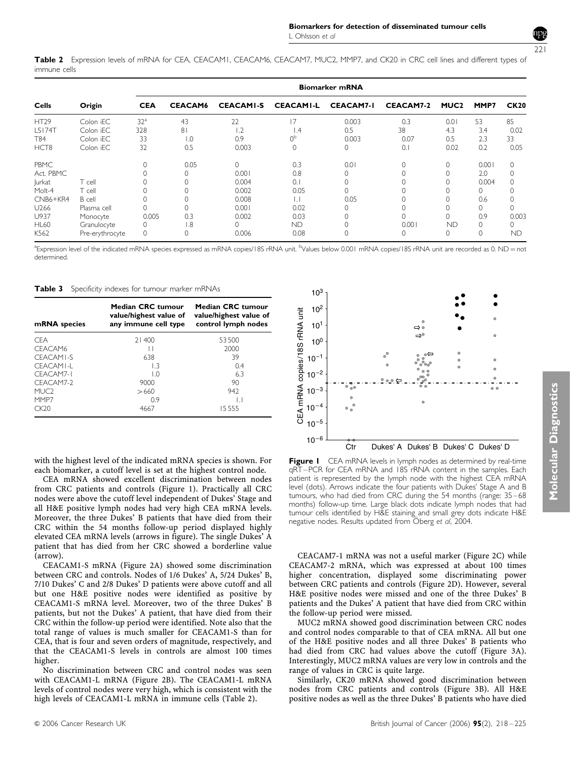**Table 2** Expression levels of mRNA for CEA, CEACAM1, CEACAM6, CEACAM7, MUC2, MMP7, and CK20 in CRC cell lines and different types of immune cells

| Cells | Origin | Biomarker mRNA | | | | | | | | |
|---|---|---|---|---|---|---|---|---|---|---|
| | | CEA | CEACAM6 | CEACAM1-S | CEACAM1-L | CEACAM7-1 | CEACAM7-2 | MUC2 | MMP7 | CK20 |
| HT29 | Colon iEC | 32[a] | 43 | 22 | 17 | 0.003 | 0.3 | 0.01 | 53 | 85 |
| LS174T | Colon iEC | 328 | 81 | 1.2 | 1.4 | 0.5 | 38 | 4.3 | 3.4 | 0.02 |
| T84 | Colon iEC | 33 | 1.0 | 0.9 | 0[b] | 0.003 | 0.07 | 0.5 | 2.3 | 33 |
| HCT8 | Colon iEC | 32 | 0.5 | 0.003 | 0 | 0 | 0.1 | 0.02 | 0.2 | 0.05 |
| PBMC | | 0 | 0.05 | 0 | 0.3 | 0.01 | 0 | 0 | 0.001 | 0 |
| Act. PBMC | | 0 | 0 | 0.001 | 0.8 | 0 | 0 | 0 | 2.0 | 0 |
| Jurkat | T cell | 0 | 0 | 0.004 | 0.1 | 0 | 0 | 0 | 0.004 | 0 |
| Molt-4 | T cell | 0 | 0 | 0.002 | 0.05 | 0 | 0 | 0 | 0 | 0 |
| CNB6+KR4 | B cell | 0 | 0 | 0.008 | 1.1 | 0.05 | 0 | 0 | 0.6 | 0 |
| U266 | Plasma cell | 0 | 0 | 0.001 | 0.02 | 0 | 0 | 0 | 0 | 0 |
| U937 | Monocyte | 0.005 | 0.3 | 0.002 | 0.03 | 0 | 0 | 0 | 0.9 | 0.003 |
| HL60 | Granulocyte | 0 | 1.8 | 0 | ND | 0 | 0.001 | ND | 0 | 0 |
| K562 | Pre-erythrocyte | 0 | 0 | 0.006 | 0.08 | 0 | 0 | 0 | 0 | ND |

[a]Expression level of the indicated mRNA species expressed as mRNA copies/18S rRNA unit. [b]Values below 0.001 mRNA copies/18S rRNA unit are recorded as 0. ND = not determined.

**Table 3** Specificity indexes for tumour marker mRNAs

| mRNA species | Median CRC tumour value/highest value of any immune cell type | Median CRC tumour value/highest value of control lymph nodes |
|---|---|---|
| CEA | 21 400 | 53 500 |
| CEACAM6 | 11 | 2000 |
| CEACAM1-S | 638 | 39 |
| CEACAM1-L | 1.3 | 0.4 |
| CEACAM7-1 | 1.0 | 6.3 |
| CEACAM7-2 | 9000 | 90 |
| MUC2 | >660 | 942 |
| MMP7 | 0.9 | 1.1 |
| CK20 | 4667 | 15 555 |

with the highest level of the indicated mRNA species is shown. For each biomarker, a cutoff level is set at the highest control node.

CEA mRNA showed excellent discrimination between nodes from CRC patients and controls (Figure 1). Practically all CRC nodes were above the cutoff level independent of Dukes' Stage and all H&E positive lymph nodes had very high CEA mRNA levels. Moreover, the three Dukes' B patients that have died from their CRC within the 54 months follow-up period displayed highly elevated CEA mRNA levels (arrows in figure). The single Dukes' A patient that has died from her CRC showed a borderline value (arrow).

CEACAM1-S mRNA (Figure 2A) showed some discrimination between CRC and controls. Nodes of 1/6 Dukes' A, 5/24 Dukes' B, 7/10 Dukes' C and 2/8 Dukes' D patients were above cutoff and all but one H&E positive nodes were identified as positive by CEACAM1-S mRNA level. Moreover, two of the three Dukes' B patients, but not the Dukes' A patient, that have died from their CRC within the follow-up period were identified. Note also that the total range of values is much smaller for CEACAM1-S than for CEA, that is four and seven orders of magnitude, respectively, and that the CEACAM1-S levels in controls are almost 100 times higher.

No discrimination between CRC and control nodes was seen with CEACAM1-L mRNA (Figure 2B). The CEACAM1-L mRNA levels of control nodes were very high, which is consistent with the high levels of CEACAM1-L mRNA in immune cells (Table 2).

**Figure 1** CEA mRNA levels in lymph nodes as determined by real-time qRT–PCR for CEA mRNA and 18S rRNA content in the samples. Each patient is represented by the lymph node with the highest CEA mRNA level (dots). Arrows indicate the four patients with Dukes' Stage A and B tumours, who had died from CRC during the 54 months (range: 35–68 months) follow-up time. Large black dots indicate lymph nodes that had tumour cells identified by H&E staining and small grey dots indicate H&E negative nodes. Results updated from Öberg *et al*, 2004.

CEACAM7-1 mRNA was not a useful marker (Figure 2C) while CEACAM7-2 mRNA, which was expressed at about 100 times higher concentration, displayed some discriminating power between CRC patients and controls (Figure 2D). However, several H&E positive nodes were missed and one of the three Dukes' B patients and the Dukes' A patient that have died from CRC within the follow-up period were missed.

MUC2 mRNA showed good discrimination between CRC nodes and control nodes comparable to that of CEA mRNA. All but one of the H&E positive nodes and all three Dukes' B patients who had died from CRC had values above the cutoff (Figure 3A). Interestingly, MUC2 mRNA values are very low in controls and the range of values in CRC is quite large.

Similarly, CK20 mRNA showed good discrimination between nodes from CRC patients and controls (Figure 3B). All H&E positive nodes as well as the three Dukes' B patients who have died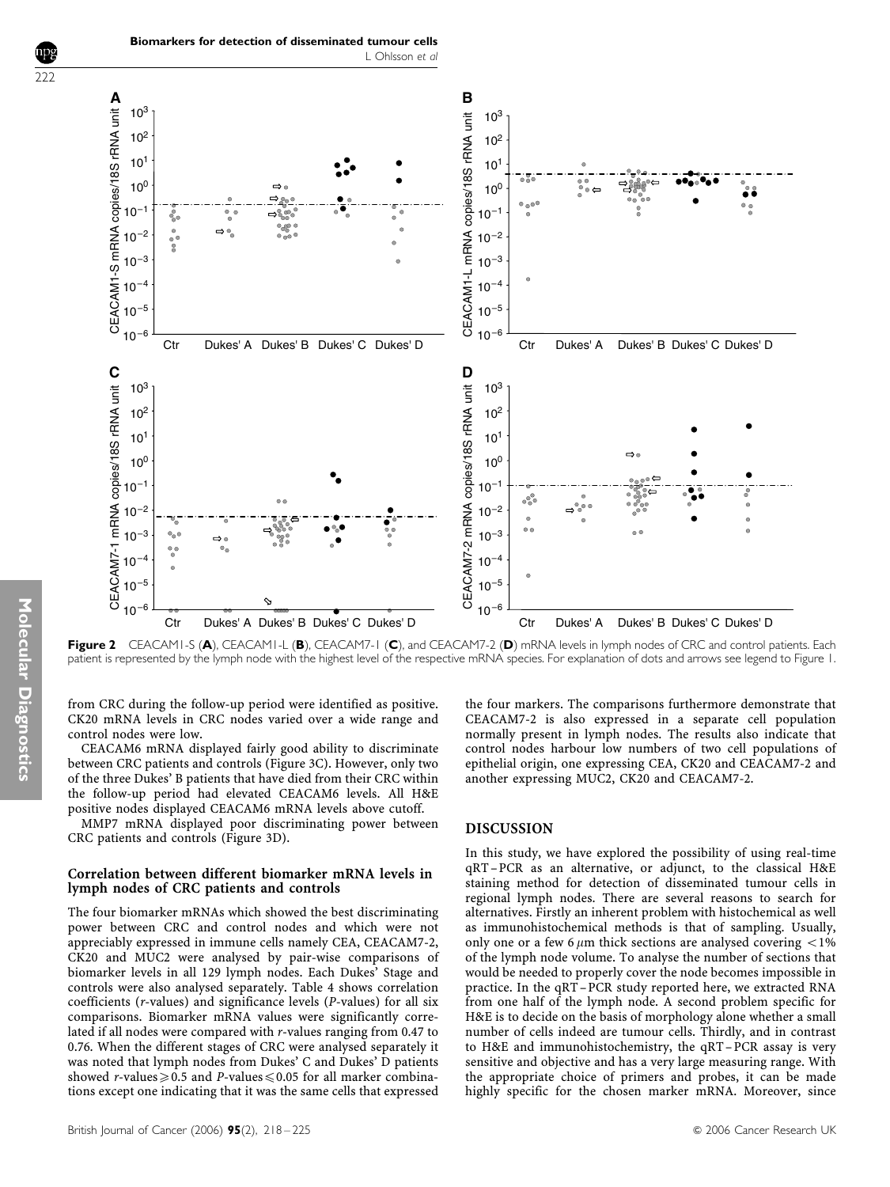**Figure 2** CEACAM1-S (**A**), CEACAM1-L (**B**), CEACAM7-1 (**C**), and CEACAM7-2 (**D**) mRNA levels in lymph nodes of CRC and control patients. Each patient is represented by the lymph node with the highest level of the respective mRNA species. For explanation of dots and arrows see legend to Figure 1.

from CRC during the follow-up period were identified as positive. CK20 mRNA levels in CRC nodes varied over a wide range and control nodes were low.

CEACAM6 mRNA displayed fairly good ability to discriminate between CRC patients and controls (Figure 3C). However, only two of the three Dukes' B patients that have died from their CRC within the follow-up period had elevated CEACAM6 levels. All H&E positive nodes displayed CEACAM6 mRNA levels above cutoff.

MMP7 mRNA displayed poor discriminating power between CRC patients and controls (Figure 3D).

### Correlation between different biomarker mRNA levels in lymph nodes of CRC patients and controls

The four biomarker mRNAs which showed the best discriminating power between CRC and control nodes and which were not appreciably expressed in immune cells namely CEA, CEACAM7-2, CK20 and MUC2 were analysed by pair-wise comparisons of biomarker levels in all 129 lymph nodes. Each Dukes' Stage and controls were also analysed separately. Table 4 shows correlation coefficients ($r$-values) and significance levels ($P$-values) for all six comparisons. Biomarker mRNA values were significantly correlated if all nodes were compared with $r$-values ranging from 0.47 to 0.76. When the different stages of CRC were analysed separately it was noted that lymph nodes from Dukes' C and Dukes' D patients showed $r$-values $\geq 0.5$ and $P$-values $\leq 0.05$ for all marker combinations except one indicating that it was the same cells that expressed the four markers. The comparisons furthermore demonstrate that CEACAM7-2 is also expressed in a separate cell population normally present in lymph nodes. The results also indicate that control nodes harbour low numbers of two cell populations of epithelial origin, one expressing CEA, CK20 and CEACAM7-2 and another expressing MUC2, CK20 and CEACAM7-2.

## DISCUSSION

In this study, we have explored the possibility of using real-time qRT–PCR as an alternative, or adjunct, to the classical H&E staining method for detection of disseminated tumour cells in regional lymph nodes. There are several reasons to search for alternatives. Firstly an inherent problem with histochemical as well as immunohistochemical methods is that of sampling. Usually, only one or a few 6 $\mu$m thick sections are analysed covering <1% of the lymph node volume. To analyse the number of sections that would be needed to properly cover the node becomes impossible in practice. In the qRT–PCR study reported here, we extracted RNA from one half of the lymph node. A second problem specific for H&E is to decide on the basis of morphology alone whether a small number of cells indeed are tumour cells. Thirdly, and in contrast to H&E and immunohistochemistry, the qRT–PCR assay is very sensitive and objective and has a very large measuring range. With the appropriate choice of primers and probes, it can be made highly specific for the chosen marker mRNA. Moreover, since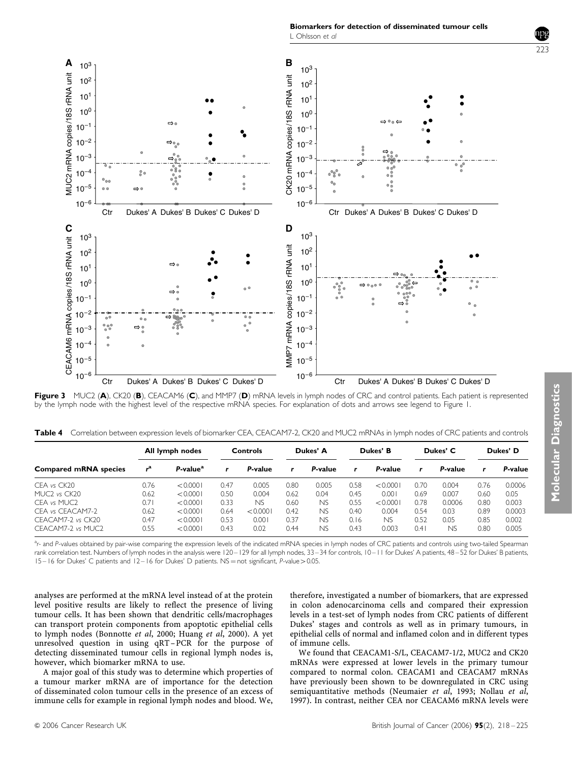**Figure 3** MUC2 (**A**), CK20 (**B**), CEACAM6 (**C**), and MMP7 (**D**) mRNA levels in lymph nodes of CRC and control patients. Each patient is represented by the lymph node with the highest level of the respective mRNA species. For explanation of dots and arrows see legend to Figure 1.

**Table 4** Correlation between expression levels of biomarker CEA, CEACAM7-2, CK20 and MUC2 mRNAs in lymph nodes of CRC patients and controls

| Compared mRNA species | All lymph nodes | | Controls | | Dukes' A | | Dukes' B | | Dukes' C | | Dukes' D | |
|---|---|---|---|---|---|---|---|---|---|---|---|---|
| | $r^a$ | *P*-value[a] | *r* | *P*-value | *r* | *P*-value | *r* | *P*-value | *r* | *P*-value | *r* | *P*-value |
| CEA *vs* CK20 | 0.76 | <0.0001 | 0.47 | 0.005 | 0.80 | 0.005 | 0.58 | <0.0001 | 0.70 | 0.004 | 0.76 | 0.0006 |
| MUC2 *vs* CK20 | 0.62 | <0.0001 | 0.50 | 0.004 | 0.62 | 0.04 | 0.45 | 0.001 | 0.69 | 0.007 | 0.60 | 0.05 |
| CEA *vs* MUC2 | 0.71 | <0.0001 | 0.33 | NS | 0.60 | NS | 0.55 | <0.0001 | 0.78 | 0.0006 | 0.80 | 0.003 |
| CEA *vs* CEACAM7-2 | 0.62 | <0.0001 | 0.64 | <0.0001 | 0.42 | NS | 0.40 | 0.004 | 0.54 | 0.03 | 0.89 | 0.0003 |
| CEACAM7-2 *vs* CK20 | 0.47 | <0.0001 | 0.53 | 0.001 | 0.37 | NS | 0.16 | NS | 0.52 | 0.05 | 0.85 | 0.002 |
| CEACAM7-2 *vs* MUC2 | 0.55 | <0.0001 | 0.43 | 0.02 | 0.44 | NS | 0.43 | 0.003 | 0.41 | NS | 0.80 | 0.005 |

[a] *r*- and *P*-values obtained by pair-wise comparing the expression levels of the indicated mRNA species in lymph nodes of CRC patients and controls using two-tailed Spearman rank correlation test. Numbers of lymph nodes in the analysis were 120–129 for all lymph nodes, 33–34 for controls, 10–11 for Dukes' A patients, 48–52 for Dukes' B patients, 15–16 for Dukes' C patients and 12–16 for Dukes' D patients. NS = not significant, *P*-value > 0.05.

analyses are performed at the mRNA level instead of at the protein level positive results are likely to reflect the presence of living tumour cells. It has been shown that dendritic cells/macrophages can transport protein components from apoptotic epithelial cells to lymph nodes (Bonnotte *et al*, 2000; Huang *et al*, 2000). A yet unresolved question in using qRT–PCR for the purpose of detecting disseminated tumour cells in regional lymph nodes is, however, which biomarker mRNA to use.

A major goal of this study was to determine which properties of a tumour marker mRNA are of importance for the detection of disseminated colon tumour cells in the presence of an excess of immune cells for example in regional lymph nodes and blood. We, therefore, investigated a number of biomarkers, that are expressed in colon adenocarcinoma cells and compared their expression levels in a test-set of lymph nodes from CRC patients of different Dukes' stages and controls as well as in primary tumours, in epithelial cells of normal and inflamed colon and in different types of immune cells.

We found that CEACAM1-S/L, CEACAM7-1/2, MUC2 and CK20 mRNAs were expressed at lower levels in the primary tumour compared to normal colon. CEACAM1 and CEACAM7 mRNAs have previously been shown to be downregulated in CRC using semiquantitative methods (Neumaier *et al*, 1993; Nollau *et al*, 1997). In contrast, neither CEA nor CEACAM6 mRNA levels were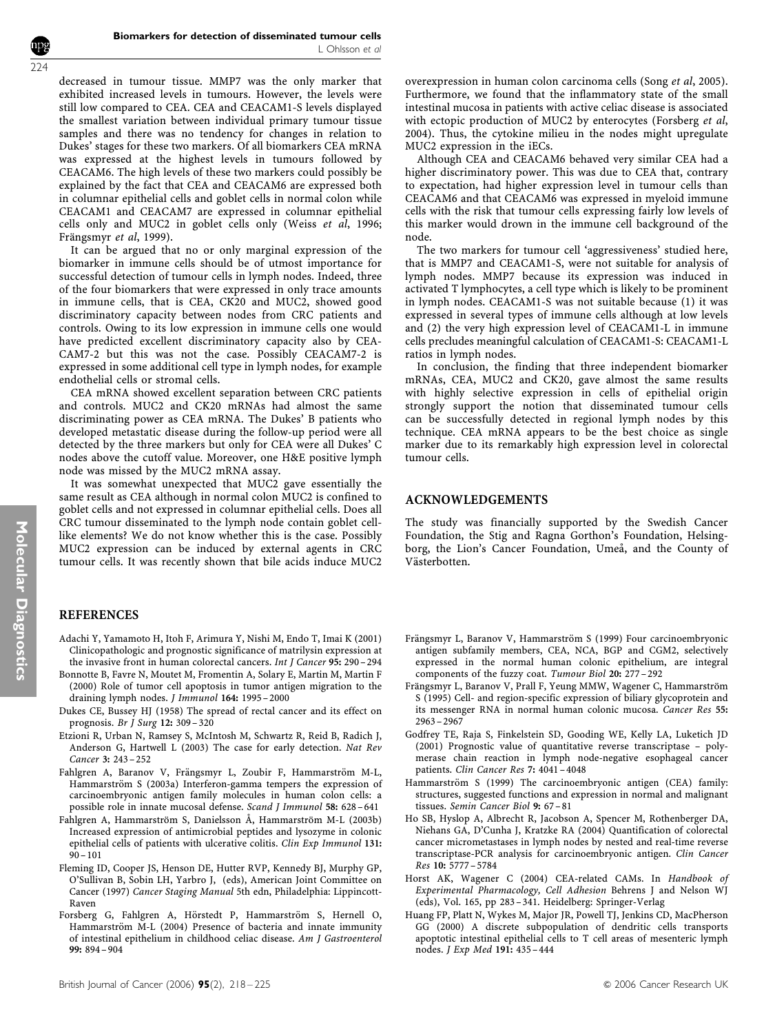decreased in tumour tissue. MMP7 was the only marker that exhibited increased levels in tumours. However, the levels were still low compared to CEA. CEA and CEACAM1-S levels displayed the smallest variation between individual primary tumour tissue samples and there was no tendency for changes in relation to Dukes' stages for these two markers. Of all biomarkers CEA mRNA was expressed at the highest levels in tumours followed by CEACAM6. The high levels of these two markers could possibly be explained by the fact that CEA and CEACAM6 are expressed both in columnar epithelial cells and goblet cells in normal colon while CEACAM1 and CEACAM7 are expressed in columnar epithelial cells only and MUC2 in goblet cells only (Weiss *et al*, 1996; Frängsmyr *et al*, 1999).

It can be argued that no or only marginal expression of the biomarker in immune cells should be of utmost importance for successful detection of tumour cells in lymph nodes. Indeed, three of the four biomarkers that were expressed in only trace amounts in immune cells, that is CEA, CK20 and MUC2, showed good discriminatory capacity between nodes from CRC patients and controls. Owing to its low expression in immune cells one would have predicted excellent discriminatory capacity also by CEACAM7-2 but this was not the case. Possibly CEACAM7-2 is expressed in some additional cell type in lymph nodes, for example endothelial cells or stromal cells.

CEA mRNA showed excellent separation between CRC patients and controls. MUC2 and CK20 mRNAs had almost the same discriminating power as CEA mRNA. The Dukes' B patients who developed metastatic disease during the follow-up period were all detected by the three markers but only for CEA were all Dukes' C nodes above the cutoff value. Moreover, one H&E positive lymph node was missed by the MUC2 mRNA assay.

It was somewhat unexpected that MUC2 gave essentially the same result as CEA although in normal colon MUC2 is confined to goblet cells and not expressed in columnar epithelial cells. Does all CRC tumour disseminated to the lymph node contain goblet cell-like elements? We do not know whether this is the case. Possibly MUC2 expression can be induced by external agents in CRC tumour cells. It was recently shown that bile acids induce MUC2 overexpression in human colon carcinoma cells (Song *et al*, 2005). Furthermore, we found that the inflammatory state of the small intestinal mucosa in patients with active celiac disease is associated with ectopic production of MUC2 by enterocytes (Forsberg *et al*, 2004). Thus, the cytokine milieu in the nodes might upregulate MUC2 expression in the iECs.

Although CEA and CEACAM6 behaved very similar CEA had a higher discriminatory power. This was due to CEA that, contrary to expectation, had higher expression level in tumour cells than CEACAM6 and that CEACAM6 was expressed in myeloid immune cells with the risk that tumour cells expressing fairly low levels of this marker would drown in the immune cell background of the node.

The two markers for tumour cell 'aggressiveness' studied here, that is MMP7 and CEACAM1-S, were not suitable for analysis of lymph nodes. MMP7 because its expression was induced in activated T lymphocytes, a cell type which is likely to be prominent in lymph nodes. CEACAM1-S was not suitable because (1) it was expressed in several types of immune cells although at low levels and (2) the very high expression level of CEACAM1-L in immune cells precludes meaningful calculation of CEACAM1-S: CEACAM1-L ratios in lymph nodes.

In conclusion, the finding that three independent biomarker mRNAs, CEA, MUC2 and CK20, gave almost the same results with highly selective expression in cells of epithelial origin strongly support the notion that disseminated tumour cells can be successfully detected in regional lymph nodes by this technique. CEA mRNA appears to be the best choice as single marker due to its remarkably high expression level in colorectal tumour cells.

## ACKNOWLEDGEMENTS

The study was financially supported by the Swedish Cancer Foundation, the Stig and Ragna Gorthon's Foundation, Helsingborg, the Lion's Cancer Foundation, Umeå, and the County of Västerbotten.

## REFERENCES

Adachi Y, Yamamoto H, Itoh F, Arimura Y, Nishi M, Endo T, Imai K (2001) Clinicopathologic and prognostic significance of matrilysin expression at the invasive front in human colorectal cancers. *Int J Cancer* **95:** 290–294

Bonnotte B, Favre N, Moutet M, Fromentin A, Solary E, Martin M, Martin F (2000) Role of tumor cell apoptosis in tumor antigen migration to the draining lymph nodes. *J Immunol* **164:** 1995–2000

Dukes CE, Bussey HJ (1958) The spread of rectal cancer and its effect on prognosis. *Br J Surg* **12:** 309–320

Etzioni R, Urban N, Ramsey S, McIntosh M, Schwartz R, Reid B, Radich J, Anderson G, Hartwell L (2003) The case for early detection. *Nat Rev Cancer* **3:** 243–252

Fahlgren A, Baranov V, Frängsmyr L, Zoubir F, Hammarström M-L, Hammarström S (2003a) Interferon-gamma tempers the expression of carcinoembryonic antigen family molecules in human colon cells: a possible role in innate mucosal defense. *Scand J Immunol* **58:** 628–641

Fahlgren A, Hammarström S, Danielsson Å, Hammarström M-L (2003b) Increased expression of antimicrobial peptides and lysozyme in colonic epithelial cells of patients with ulcerative colitis. *Clin Exp Immunol* **131:** 90–101

Fleming ID, Cooper JS, Henson DE, Hutter RVP, Kennedy BJ, Murphy GP, O'Sullivan B, Sobin LH, Yarbro J, (eds), American Joint Committee on Cancer (1997) *Cancer Staging Manual* 5th edn, Philadelphia: Lippincott-Raven

Forsberg G, Fahlgren A, Hörstedt P, Hammarström S, Hernell O, Hammarström M-L (2004) Presence of bacteria and innate immunity of intestinal epithelium in childhood celiac disease. *Am J Gastroenterol* **99:** 894–904

Frängsmyr L, Baranov V, Hammarström S (1999) Four carcinoembryonic antigen subfamily members, CEA, NCA, BGP and CGM2, selectively expressed in the normal human colonic epithelium, are integral components of the fuzzy coat. *Tumour Biol* **20:** 277–292

Frängsmyr L, Baranov V, Prall F, Yeung MMW, Wagener C, Hammarström S (1995) Cell- and region-specific expression of biliary glycoprotein and its messenger RNA in normal human colonic mucosa. *Cancer Res* **55:** 2963–2967

Godfrey TE, Raja S, Finkelstein SD, Gooding WE, Kelly LA, Luketich JD (2001) Prognostic value of quantitative reverse transcriptase – polymerase chain reaction in lymph node-negative esophageal cancer patients. *Clin Cancer Res* **7:** 4041–4048

Hammarström S (1999) The carcinoembryonic antigen (CEA) family: structures, suggested functions and expression in normal and malignant tissues. *Semin Cancer Biol* **9:** 67–81

Ho SB, Hyslop A, Albrecht R, Jacobson A, Spencer M, Rothenberger DA, Niehans GA, D'Cunha J, Kratzke RA (2004) Quantification of colorectal cancer micrometastases in lymph nodes by nested and real-time reverse transcriptase-PCR analysis for carcinoembryonic antigen. *Clin Cancer Res* **10:** 5777–5784

Horst AK, Wagener C (2004) CEA-related CAMs. In *Handbook of Experimental Pharmacology, Cell Adhesion* Behrens J and Nelson WJ (eds), Vol. 165, pp 283–341. Heidelberg: Springer-Verlag

Huang FP, Platt N, Wykes M, Major JR, Powell TJ, Jenkins CD, MacPherson GG (2000) A discrete subpopulation of dendritic cells transports apoptotic intestinal epithelial cells to T cell areas of mesenteric lymph nodes. *J Exp Med* **191:** 435–444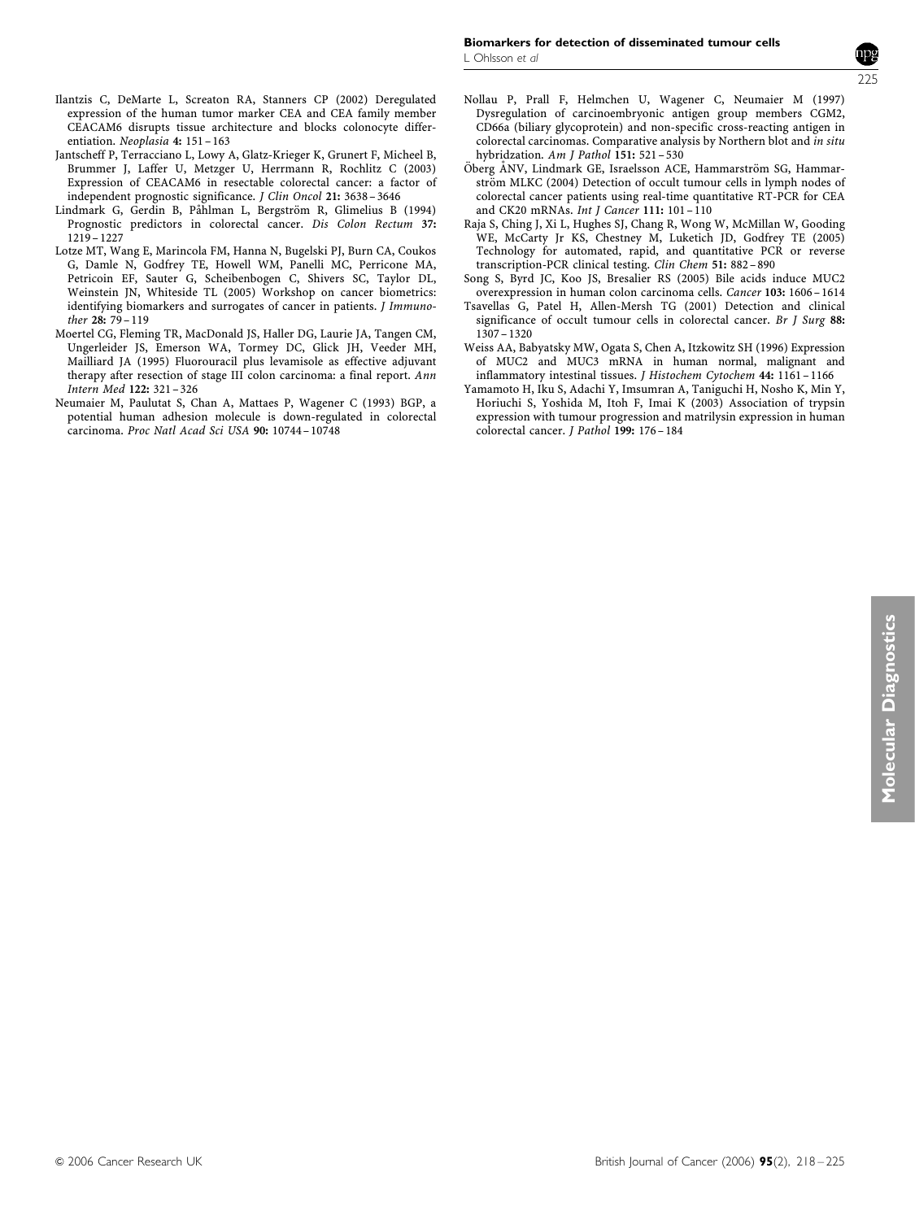Ilantzis C, DeMarte L, Screaton RA, Stanners CP (2002) Deregulated expression of the human tumor marker CEA and CEA family member CEACAM6 disrupts tissue architecture and blocks colonocyte differentiation. *Neoplasia* **4:** 151 – 163

Jantscheff P, Terracciano L, Lowy A, Glatz-Krieger K, Grunert F, Micheel B, Brummer J, Laffer U, Metzger U, Herrmann R, Rochlitz C (2003) Expression of CEACAM6 in resectable colorectal cancer: a factor of independent prognostic significance. *J Clin Oncol* **21:** 3638 – 3646

Lindmark G, Gerdin B, Påhlman L, Bergström R, Glimelius B (1994) Prognostic predictors in colorectal cancer. *Dis Colon Rectum* **37:** 1219 – 1227

Lotze MT, Wang E, Marincola FM, Hanna N, Bugelski PJ, Burn CA, Coukos G, Damle N, Godfrey TE, Howell WM, Panelli MC, Perricone MA, Petricoin EF, Sauter G, Scheibenbogen C, Shivers SC, Taylor DL, Weinstein JN, Whiteside TL (2005) Workshop on cancer biometrics: identifying biomarkers and surrogates of cancer in patients. *J Immunother* **28:** 79 – 119

Moertel CG, Fleming TR, MacDonald JS, Haller DG, Laurie JA, Tangen CM, Ungerleider JS, Emerson WA, Tormey DC, Glick JH, Veeder MH, Mailliard JA (1995) Fluorouracil plus levamisole as effective adjuvant therapy after resection of stage III colon carcinoma: a final report. *Ann Intern Med* **122:** 321 – 326

Neumaier M, Paulutat S, Chan A, Mattaes P, Wagener C (1993) BGP, a potential human adhesion molecule is down-regulated in colorectal carcinoma. *Proc Natl Acad Sci USA* **90:** 10744 – 10748

Nollau P, Prall F, Helmchen U, Wagener C, Neumaier M (1997) Dysregulation of carcinoembryonic antigen group members CGM2, CD66a (biliary glycoprotein) and non-specific cross-reacting antigen in colorectal carcinomas. Comparative analysis by Northern blot and *in situ* hybridzation. *Am J Pathol* **151:** 521 – 530

Öberg ÅNV, Lindmark GE, Israelsson ACE, Hammarström SG, Hammarström MLKC (2004) Detection of occult tumour cells in lymph nodes of colorectal cancer patients using real-time quantitative RT-PCR for CEA and CK20 mRNAs. *Int J Cancer* **111:** 101 – 110

Raja S, Ching J, Xi L, Hughes SJ, Chang R, Wong W, McMillan W, Gooding WE, McCarty Jr KS, Chestney M, Luketich JD, Godfrey TE (2005) Technology for automated, rapid, and quantitative PCR or reverse transcription-PCR clinical testing. *Clin Chem* **51:** 882 – 890

Song S, Byrd JC, Koo JS, Bresalier RS (2005) Bile acids induce MUC2 overexpression in human colon carcinoma cells. *Cancer* **103:** 1606 – 1614

Tsavellas G, Patel H, Allen-Mersh TG (2001) Detection and clinical significance of occult tumour cells in colorectal cancer. *Br J Surg* **88:** 1307 – 1320

Weiss AA, Babyatsky MW, Ogata S, Chen A, Itzkowitz SH (1996) Expression of MUC2 and MUC3 mRNA in human normal, malignant and inflammatory intestinal tissues. *J Histochem Cytochem* **44:** 1161 – 1166

Yamamoto H, Iku S, Adachi Y, Imsumran A, Taniguchi H, Nosho K, Min Y, Horiuchi S, Yoshida M, Itoh F, Imai K (2003) Association of trypsin expression with tumour progression and matrilysin expression in human colorectal cancer. *J Pathol* **199:** 176 – 184